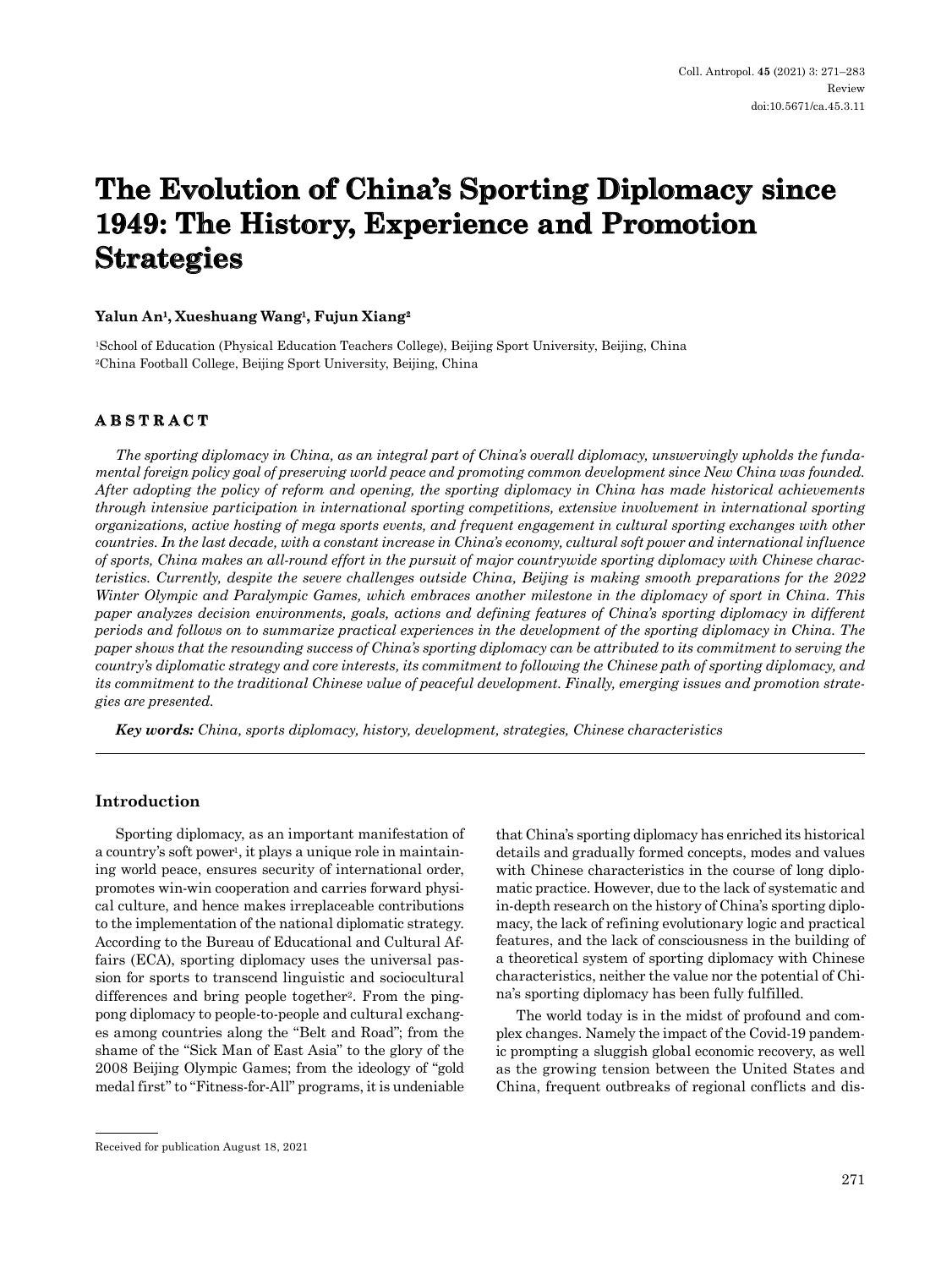# The Evolution of China's Sporting Diplomacy since 1949: The History, Experience and Promotion Strategies

**Yalun An[1], Xueshuang Wang[1], Fujun Xiang[2]**

[1]School of Education (Physical Education Teachers College), Beijing Sport University, Beijing, China
[2]China Football College, Beijing Sport University, Beijing, China

## ABSTRACT

*The sporting diplomacy in China, as an integral part of China's overall diplomacy, unswervingly upholds the fundamental foreign policy goal of preserving world peace and promoting common development since New China was founded. After adopting the policy of reform and opening, the sporting diplomacy in China has made historical achievements through intensive participation in international sporting competitions, extensive involvement in international sporting organizations, active hosting of mega sports events, and frequent engagement in cultural sporting exchanges with other countries. In the last decade, with a constant increase in China's economy, cultural soft power and international influence of sports, China makes an all-round effort in the pursuit of major countrywide sporting diplomacy with Chinese characteristics. Currently, despite the severe challenges outside China, Beijing is making smooth preparations for the 2022 Winter Olympic and Paralympic Games, which embraces another milestone in the diplomacy of sport in China. This paper analyzes decision environments, goals, actions and defining features of China's sporting diplomacy in different periods and follows on to summarize practical experiences in the development of the sporting diplomacy in China. The paper shows that the resounding success of China's sporting diplomacy can be attributed to its commitment to serving the country's diplomatic strategy and core interests, its commitment to following the Chinese path of sporting diplomacy, and its commitment to the traditional Chinese value of peaceful development. Finally, emerging issues and promotion strategies are presented.*

***Key words:*** *China, sports diplomacy, history, development, strategies, Chinese characteristics*

## Introduction

Sporting diplomacy, as an important manifestation of a country's soft power[1], it plays a unique role in maintaining world peace, ensures security of international order, promotes win-win cooperation and carries forward physical culture, and hence makes irreplaceable contributions to the implementation of the national diplomatic strategy. According to the Bureau of Educational and Cultural Affairs (ECA), sporting diplomacy uses the universal passion for sports to transcend linguistic and sociocultural differences and bring people together[2]. From the ping-pong diplomacy to people-to-people and cultural exchanges among countries along the "Belt and Road"; from the shame of the "Sick Man of East Asia" to the glory of the 2008 Beijing Olympic Games; from the ideology of "gold medal first" to "Fitness-for-All" programs, it is undeniable that China's sporting diplomacy has enriched its historical details and gradually formed concepts, modes and values with Chinese characteristics in the course of long diplomatic practice. However, due to the lack of systematic and in-depth research on the history of China's sporting diplomacy, the lack of refining evolutionary logic and practical features, and the lack of consciousness in the building of a theoretical system of sporting diplomacy with Chinese characteristics, neither the value nor the potential of China's sporting diplomacy has been fully fulfilled.

The world today is in the midst of profound and complex changes. Namely the impact of the Covid-19 pandemic prompting a sluggish global economic recovery, as well as the growing tension between the United States and China, frequent outbreaks of regional conflicts and dis-

Received for publication August 18, 2021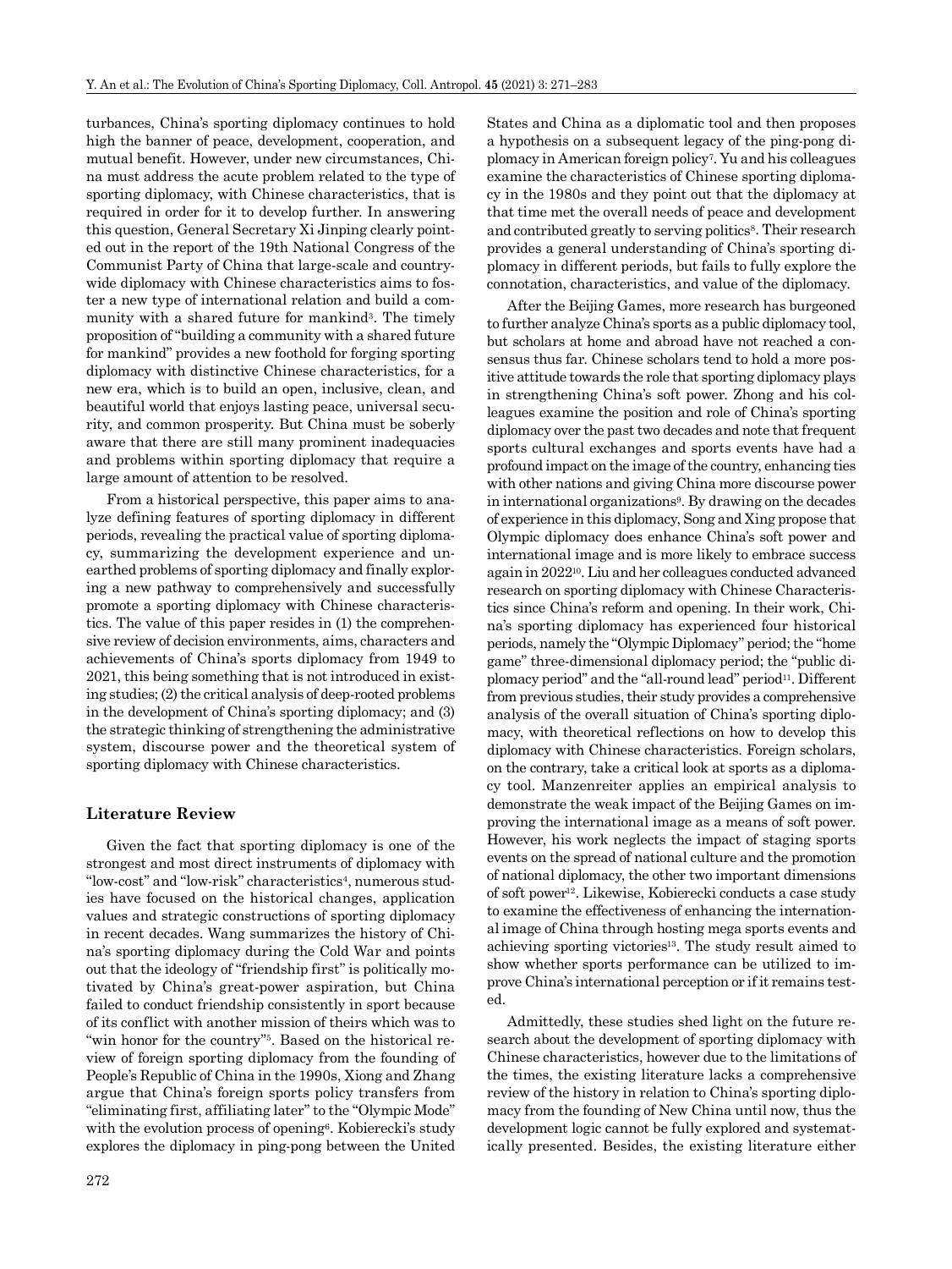turbances, China's sporting diplomacy continues to hold high the banner of peace, development, cooperation, and mutual benefit. However, under new circumstances, China must address the acute problem related to the type of sporting diplomacy, with Chinese characteristics, that is required in order for it to develop further. In answering this question, General Secretary Xi Jinping clearly pointed out in the report of the 19th National Congress of the Communist Party of China that large-scale and countrywide diplomacy with Chinese characteristics aims to foster a new type of international relation and build a community with a shared future for mankind[3]. The timely proposition of "building a community with a shared future for mankind" provides a new foothold for forging sporting diplomacy with distinctive Chinese characteristics, for a new era, which is to build an open, inclusive, clean, and beautiful world that enjoys lasting peace, universal security, and common prosperity. But China must be soberly aware that there are still many prominent inadequacies and problems within sporting diplomacy that require a large amount of attention to be resolved.

From a historical perspective, this paper aims to analyze defining features of sporting diplomacy in different periods, revealing the practical value of sporting diplomacy, summarizing the development experience and unearthed problems of sporting diplomacy and finally exploring a new pathway to comprehensively and successfully promote a sporting diplomacy with Chinese characteristics. The value of this paper resides in (1) the comprehensive review of decision environments, aims, characters and achievements of China's sports diplomacy from 1949 to 2021, this being something that is not introduced in existing studies; (2) the critical analysis of deep-rooted problems in the development of China's sporting diplomacy; and (3) the strategic thinking of strengthening the administrative system, discourse power and the theoretical system of sporting diplomacy with Chinese characteristics.

## Literature Review

Given the fact that sporting diplomacy is one of the strongest and most direct instruments of diplomacy with "low-cost" and "low-risk" characteristics[4], numerous studies have focused on the historical changes, application values and strategic constructions of sporting diplomacy in recent decades. Wang summarizes the history of China's sporting diplomacy during the Cold War and points out that the ideology of "friendship first" is politically motivated by China's great-power aspiration, but China failed to conduct friendship consistently in sport because of its conflict with another mission of theirs which was to "win honor for the country"[5]. Based on the historical review of foreign sporting diplomacy from the founding of People's Republic of China in the 1990s, Xiong and Zhang argue that China's foreign sports policy transfers from "eliminating first, affiliating later" to the "Olympic Mode" with the evolution process of opening[6]. Kobierecki's study explores the diplomacy in ping-pong between the United States and China as a diplomatic tool and then proposes a hypothesis on a subsequent legacy of the ping-pong diplomacy in American foreign policy[7]. Yu and his colleagues examine the characteristics of Chinese sporting diplomacy in the 1980s and they point out that the diplomacy at that time met the overall needs of peace and development and contributed greatly to serving politics[8]. Their research provides a general understanding of China's sporting diplomacy in different periods, but fails to fully explore the connotation, characteristics, and value of the diplomacy.

After the Beijing Games, more research has burgeoned to further analyze China's sports as a public diplomacy tool, but scholars at home and abroad have not reached a consensus thus far. Chinese scholars tend to hold a more positive attitude towards the role that sporting diplomacy plays in strengthening China's soft power. Zhong and his colleagues examine the position and role of China's sporting diplomacy over the past two decades and note that frequent sports cultural exchanges and sports events have had a profound impact on the image of the country, enhancing ties with other nations and giving China more discourse power in international organizations[9]. By drawing on the decades of experience in this diplomacy, Song and Xing propose that Olympic diplomacy does enhance China's soft power and international image and is more likely to embrace success again in 2022[10]. Liu and her colleagues conducted advanced research on sporting diplomacy with Chinese Characteristics since China's reform and opening. In their work, China's sporting diplomacy has experienced four historical periods, namely the "Olympic Diplomacy" period; the "home game" three-dimensional diplomacy period; the "public diplomacy period" and the "all-round lead" period[11]. Different from previous studies, their study provides a comprehensive analysis of the overall situation of China's sporting diplomacy, with theoretical reflections on how to develop this diplomacy with Chinese characteristics. Foreign scholars, on the contrary, take a critical look at sports as a diplomacy tool. Manzenreiter applies an empirical analysis to demonstrate the weak impact of the Beijing Games on improving the international image as a means of soft power. However, his work neglects the impact of staging sports events on the spread of national culture and the promotion of national diplomacy, the other two important dimensions of soft power[12]. Likewise, Kobierecki conducts a case study to examine the effectiveness of enhancing the international image of China through hosting mega sports events and achieving sporting victories[13]. The study result aimed to show whether sports performance can be utilized to improve China's international perception or if it remains tested.

Admittedly, these studies shed light on the future research about the development of sporting diplomacy with Chinese characteristics, however due to the limitations of the times, the existing literature lacks a comprehensive review of the history in relation to China's sporting diplomacy from the founding of New China until now, thus the development logic cannot be fully explored and systematically presented. Besides, the existing literature either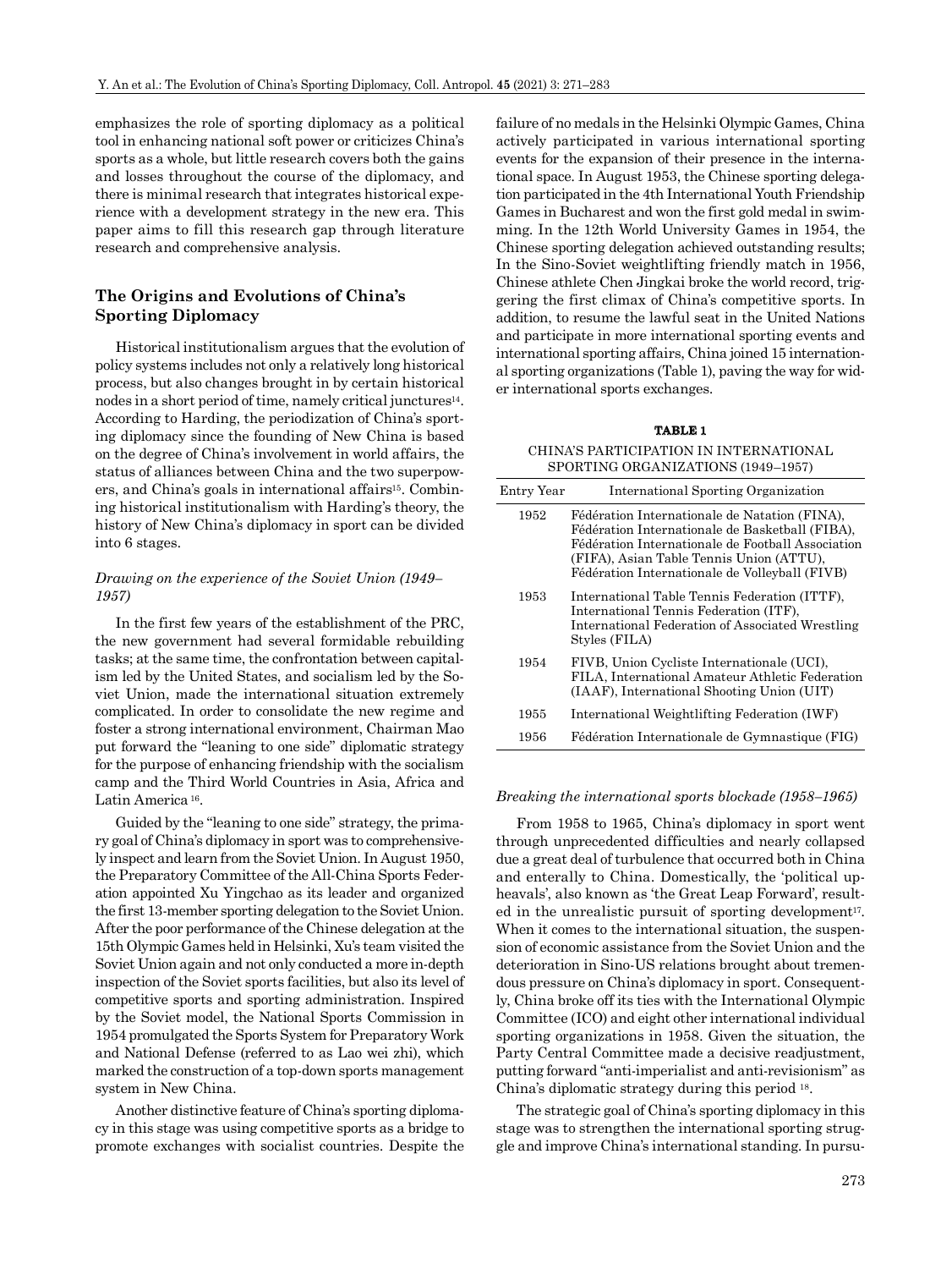emphasizes the role of sporting diplomacy as a political tool in enhancing national soft power or criticizes China's sports as a whole, but little research covers both the gains and losses throughout the course of the diplomacy, and there is minimal research that integrates historical experience with a development strategy in the new era. This paper aims to fill this research gap through literature research and comprehensive analysis.

## The Origins and Evolutions of China's Sporting Diplomacy

Historical institutionalism argues that the evolution of policy systems includes not only a relatively long historical process, but also changes brought in by certain historical nodes in a short period of time, namely critical junctures[14]. According to Harding, the periodization of China's sporting diplomacy since the founding of New China is based on the degree of China's involvement in world affairs, the status of alliances between China and the two superpowers, and China's goals in international affairs[15]. Combining historical institutionalism with Harding's theory, the history of New China's diplomacy in sport can be divided into 6 stages.

### *Drawing on the experience of the Soviet Union (1949–1957)*

In the first few years of the establishment of the PRC, the new government had several formidable rebuilding tasks; at the same time, the confrontation between capitalism led by the United States, and socialism led by the Soviet Union, made the international situation extremely complicated. In order to consolidate the new regime and foster a strong international environment, Chairman Mao put forward the "leaning to one side" diplomatic strategy for the purpose of enhancing friendship with the socialism camp and the Third World Countries in Asia, Africa and Latin America [16].

Guided by the "leaning to one side" strategy, the primary goal of China's diplomacy in sport was to comprehensively inspect and learn from the Soviet Union. In August 1950, the Preparatory Committee of the All-China Sports Federation appointed Xu Yingchao as its leader and organized the first 13-member sporting delegation to the Soviet Union. After the poor performance of the Chinese delegation at the 15th Olympic Games held in Helsinki, Xu's team visited the Soviet Union again and not only conducted a more in-depth inspection of the Soviet sports facilities, but also its level of competitive sports and sporting administration. Inspired by the Soviet model, the National Sports Commission in 1954 promulgated the Sports System for Preparatory Work and National Defense (referred to as Lao wei zhi), which marked the construction of a top-down sports management system in New China.

Another distinctive feature of China's sporting diplomacy in this stage was using competitive sports as a bridge to promote exchanges with socialist countries. Despite the failure of no medals in the Helsinki Olympic Games, China actively participated in various international sporting events for the expansion of their presence in the international space. In August 1953, the Chinese sporting delegation participated in the 4th International Youth Friendship Games in Bucharest and won the first gold medal in swimming. In the 12th World University Games in 1954, the Chinese sporting delegation achieved outstanding results; In the Sino-Soviet weightlifting friendly match in 1956, Chinese athlete Chen Jingkai broke the world record, triggering the first climax of China's competitive sports. In addition, to resume the lawful seat in the United Nations and participate in more international sporting events and international sporting affairs, China joined 15 international sporting organizations (Table 1), paving the way for wider international sports exchanges.

**TABLE 1**

CHINA'S PARTICIPATION IN INTERNATIONAL SPORTING ORGANIZATIONS (1949–1957)

| Entry Year | International Sporting Organization |
|---|---|
| 1952 | Fédération Internationale de Natation (FINA), Fédération Internationale de Basketball (FIBA), Fédération Internationale de Football Association (FIFA), Asian Table Tennis Union (ATTU), Fédération Internationale de Volleyball (FIVB) |
| 1953 | International Table Tennis Federation (ITTF), International Tennis Federation (ITF), International Federation of Associated Wrestling Styles (FILA) |
| 1954 | FIVB, Union Cycliste Internationale (UCI), FILA, International Amateur Athletic Federation (IAAF), International Shooting Union (UIT) |
| 1955 | International Weightlifting Federation (IWF) |
| 1956 | Fédération Internationale de Gymnastique (FIG) |

### *Breaking the international sports blockade (1958–1965)*

From 1958 to 1965, China's diplomacy in sport went through unprecedented difficulties and nearly collapsed due a great deal of turbulence that occurred both in China and enterally to China. Domestically, the 'political upheavals', also known as 'the Great Leap Forward', resulted in the unrealistic pursuit of sporting development[17]. When it comes to the international situation, the suspension of economic assistance from the Soviet Union and the deterioration in Sino-US relations brought about tremendous pressure on China's diplomacy in sport. Consequently, China broke off its ties with the International Olympic Committee (ICO) and eight other international individual sporting organizations in 1958. Given the situation, the Party Central Committee made a decisive readjustment, putting forward "anti-imperialist and anti-revisionism" as China's diplomatic strategy during this period [18].

The strategic goal of China's sporting diplomacy in this stage was to strengthen the international sporting struggle and improve China's international standing. In pursu-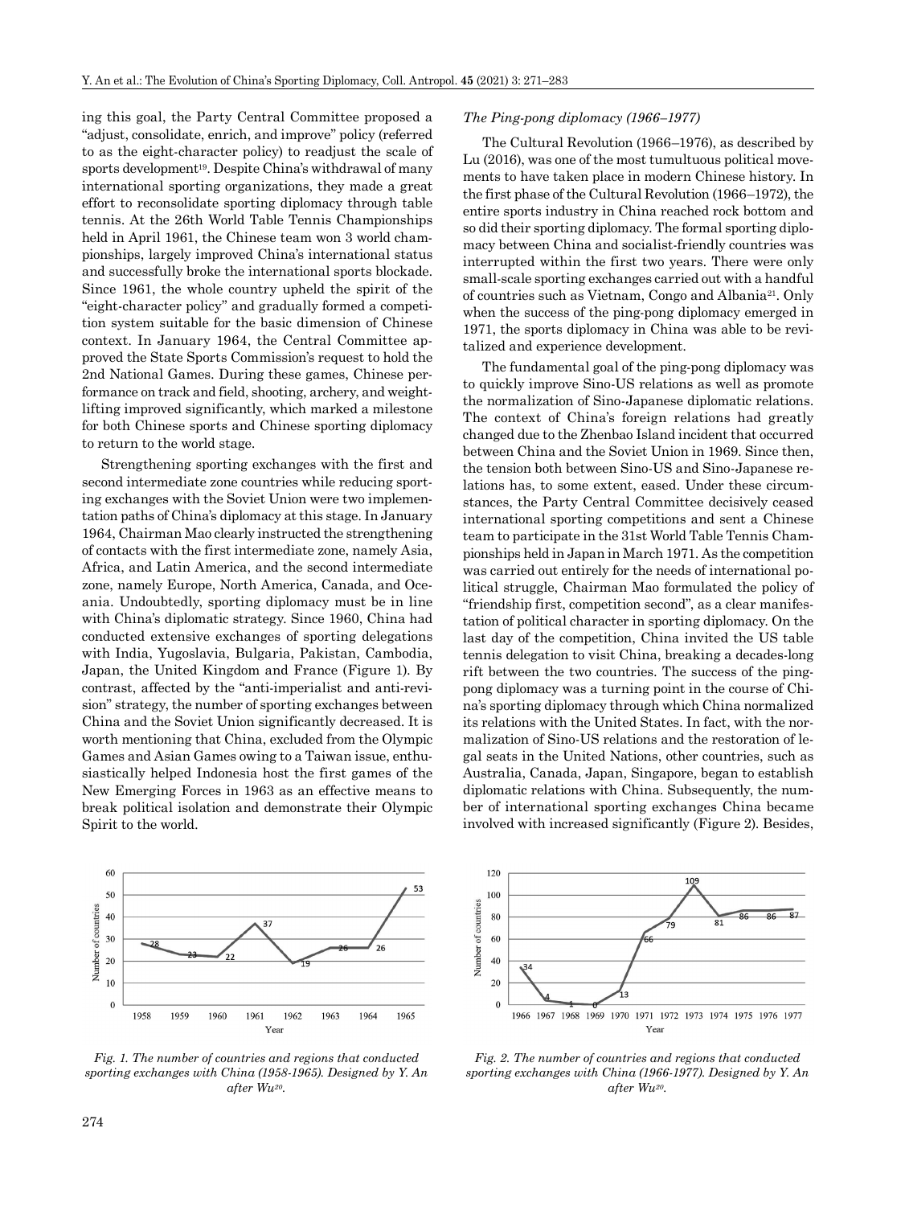ing this goal, the Party Central Committee proposed a "adjust, consolidate, enrich, and improve" policy (referred to as the eight-character policy) to readjust the scale of sports development[19]. Despite China's withdrawal of many international sporting organizations, they made a great effort to reconsolidate sporting diplomacy through table tennis. At the 26th World Table Tennis Championships held in April 1961, the Chinese team won 3 world championships, largely improved China's international status and successfully broke the international sports blockade. Since 1961, the whole country upheld the spirit of the "eight-character policy" and gradually formed a competition system suitable for the basic dimension of Chinese context. In January 1964, the Central Committee approved the State Sports Commission's request to hold the 2nd National Games. During these games, Chinese performance on track and field, shooting, archery, and weightlifting improved significantly, which marked a milestone for both Chinese sports and Chinese sporting diplomacy to return to the world stage.

Strengthening sporting exchanges with the first and second intermediate zone countries while reducing sporting exchanges with the Soviet Union were two implementation paths of China's diplomacy at this stage. In January 1964, Chairman Mao clearly instructed the strengthening of contacts with the first intermediate zone, namely Asia, Africa, and Latin America, and the second intermediate zone, namely Europe, North America, Canada, and Oceania. Undoubtedly, sporting diplomacy must be in line with China's diplomatic strategy. Since 1960, China had conducted extensive exchanges of sporting delegations with India, Yugoslavia, Bulgaria, Pakistan, Cambodia, Japan, the United Kingdom and France (Figure 1). By contrast, affected by the "anti-imperialist and anti-revision" strategy, the number of sporting exchanges between China and the Soviet Union significantly decreased. It is worth mentioning that China, excluded from the Olympic Games and Asian Games owing to a Taiwan issue, enthusiastically helped Indonesia host the first games of the New Emerging Forces in 1963 as an effective means to break political isolation and demonstrate their Olympic Spirit to the world.

*Fig. 1. The number of countries and regions that conducted sporting exchanges with China (1958-1965). Designed by Y. An after Wu[20].*

### *The Ping-pong diplomacy (1966–1977)*

The Cultural Revolution (1966–1976), as described by Lu (2016), was one of the most tumultuous political movements to have taken place in modern Chinese history. In the first phase of the Cultural Revolution (1966–1972), the entire sports industry in China reached rock bottom and so did their sporting diplomacy. The formal sporting diplomacy between China and socialist-friendly countries was interrupted within the first two years. There were only small-scale sporting exchanges carried out with a handful of countries such as Vietnam, Congo and Albania[21]. Only when the success of the ping-pong diplomacy emerged in 1971, the sports diplomacy in China was able to be revitalized and experience development.

The fundamental goal of the ping-pong diplomacy was to quickly improve Sino-US relations as well as promote the normalization of Sino-Japanese diplomatic relations. The context of China's foreign relations had greatly changed due to the Zhenbao Island incident that occurred between China and the Soviet Union in 1969. Since then, the tension both between Sino-US and Sino-Japanese relations has, to some extent, eased. Under these circumstances, the Party Central Committee decisively ceased international sporting competitions and sent a Chinese team to participate in the 31st World Table Tennis Championships held in Japan in March 1971. As the competition was carried out entirely for the needs of international political struggle, Chairman Mao formulated the policy of "friendship first, competition second", as a clear manifestation of political character in sporting diplomacy. On the last day of the competition, China invited the US table tennis delegation to visit China, breaking a decades-long rift between the two countries. The success of the ping-pong diplomacy was a turning point in the course of China's sporting diplomacy through which China normalized its relations with the United States. In fact, with the normalization of Sino-US relations and the restoration of legal seats in the United Nations, other countries, such as Australia, Canada, Japan, Singapore, began to establish diplomatic relations with China. Subsequently, the number of international sporting exchanges China became involved with increased significantly (Figure 2). Besides,

*Fig. 2. The number of countries and regions that conducted sporting exchanges with China (1966-1977). Designed by Y. An after Wu[20].*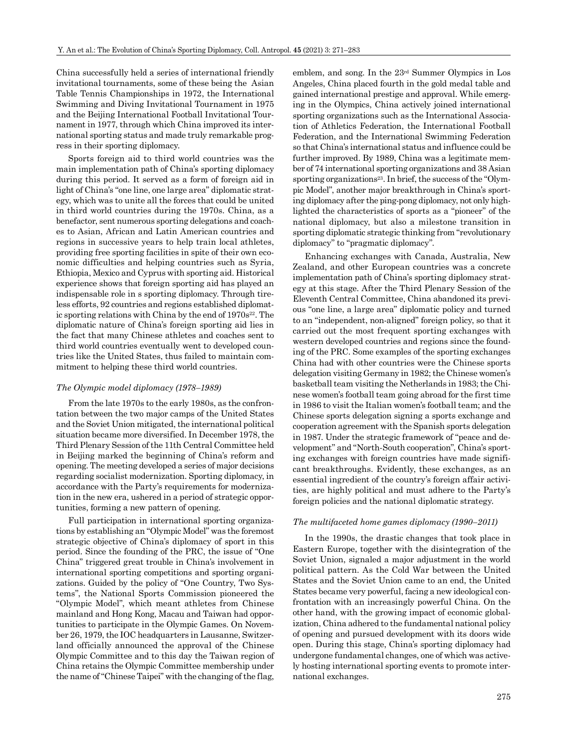China successfully held a series of international friendly invitational tournaments, some of these being the Asian Table Tennis Championships in 1972, the International Swimming and Diving Invitational Tournament in 1975 and the Beijing International Football Invitational Tournament in 1977, through which China improved its international sporting status and made truly remarkable progress in their sporting diplomacy.

Sports foreign aid to third world countries was the main implementation path of China's sporting diplomacy during this period. It served as a form of foreign aid in light of China's "one line, one large area" diplomatic strategy, which was to unite all the forces that could be united in third world countries during the 1970s. China, as a benefactor, sent numerous sporting delegations and coaches to Asian, African and Latin American countries and regions in successive years to help train local athletes, providing free sporting facilities in spite of their own economic difficulties and helping countries such as Syria, Ethiopia, Mexico and Cyprus with sporting aid. Historical experience shows that foreign sporting aid has played an indispensable role in s sporting diplomacy. Through tireless efforts, 92 countries and regions established diplomatic sporting relations with China by the end of 1970s[22]. The diplomatic nature of China's foreign sporting aid lies in the fact that many Chinese athletes and coaches sent to third world countries eventually went to developed countries like the United States, thus failed to maintain commitment to helping these third world countries.

### *The Olympic model diplomacy (1978–1989)*

From the late 1970s to the early 1980s, as the confrontation between the two major camps of the United States and the Soviet Union mitigated, the international political situation became more diversified. In December 1978, the Third Plenary Session of the 11th Central Committee held in Beijing marked the beginning of China's reform and opening. The meeting developed a series of major decisions regarding socialist modernization. Sporting diplomacy, in accordance with the Party's requirements for modernization in the new era, ushered in a period of strategic opportunities, forming a new pattern of opening.

Full participation in international sporting organizations by establishing an "Olympic Model" was the foremost strategic objective of China's diplomacy of sport in this period. Since the founding of the PRC, the issue of "One China" triggered great trouble in China's involvement in international sporting competitions and sporting organizations. Guided by the policy of "One Country, Two Systems", the National Sports Commission pioneered the "Olympic Model", which meant athletes from Chinese mainland and Hong Kong, Macau and Taiwan had opportunities to participate in the Olympic Games. On November 26, 1979, the IOC headquarters in Lausanne, Switzerland officially announced the approval of the Chinese Olympic Committee and to this day the Taiwan region of China retains the Olympic Committee membership under the name of "Chinese Taipei" with the changing of the flag, emblem, and song. In the 23rd Summer Olympics in Los Angeles, China placed fourth in the gold medal table and gained international prestige and approval. While emerging in the Olympics, China actively joined international sporting organizations such as the International Association of Athletics Federation, the International Football Federation, and the International Swimming Federation so that China's international status and influence could be further improved. By 1989, China was a legitimate member of 74 international sporting organizations and 38 Asian sporting organizations[23]. In brief, the success of the "Olympic Model", another major breakthrough in China's sporting diplomacy after the ping-pong diplomacy, not only highlighted the characteristics of sports as a "pioneer" of the national diplomacy, but also a milestone transition in sporting diplomatic strategic thinking from "revolutionary diplomacy" to "pragmatic diplomacy".

Enhancing exchanges with Canada, Australia, New Zealand, and other European countries was a concrete implementation path of China's sporting diplomacy strategy at this stage. After the Third Plenary Session of the Eleventh Central Committee, China abandoned its previous "one line, a large area" diplomatic policy and turned to an "independent, non-aligned" foreign policy, so that it carried out the most frequent sporting exchanges with western developed countries and regions since the founding of the PRC. Some examples of the sporting exchanges China had with other countries were the Chinese sports delegation visiting Germany in 1982; the Chinese women's basketball team visiting the Netherlands in 1983; the Chinese women's football team going abroad for the first time in 1986 to visit the Italian women's football team; and the Chinese sports delegation signing a sports exchange and cooperation agreement with the Spanish sports delegation in 1987. Under the strategic framework of "peace and development" and "North-South cooperation", China's sporting exchanges with foreign countries have made significant breakthroughs. Evidently, these exchanges, as an essential ingredient of the country's foreign affair activities, are highly political and must adhere to the Party's foreign policies and the national diplomatic strategy.

### *The multifaceted home games diplomacy (1990–2011)*

In the 1990s, the drastic changes that took place in Eastern Europe, together with the disintegration of the Soviet Union, signaled a major adjustment in the world political pattern. As the Cold War between the United States and the Soviet Union came to an end, the United States became very powerful, facing a new ideological confrontation with an increasingly powerful China. On the other hand, with the growing impact of economic globalization, China adhered to the fundamental national policy of opening and pursued development with its doors wide open. During this stage, China's sporting diplomacy had undergone fundamental changes, one of which was actively hosting international sporting events to promote international exchanges.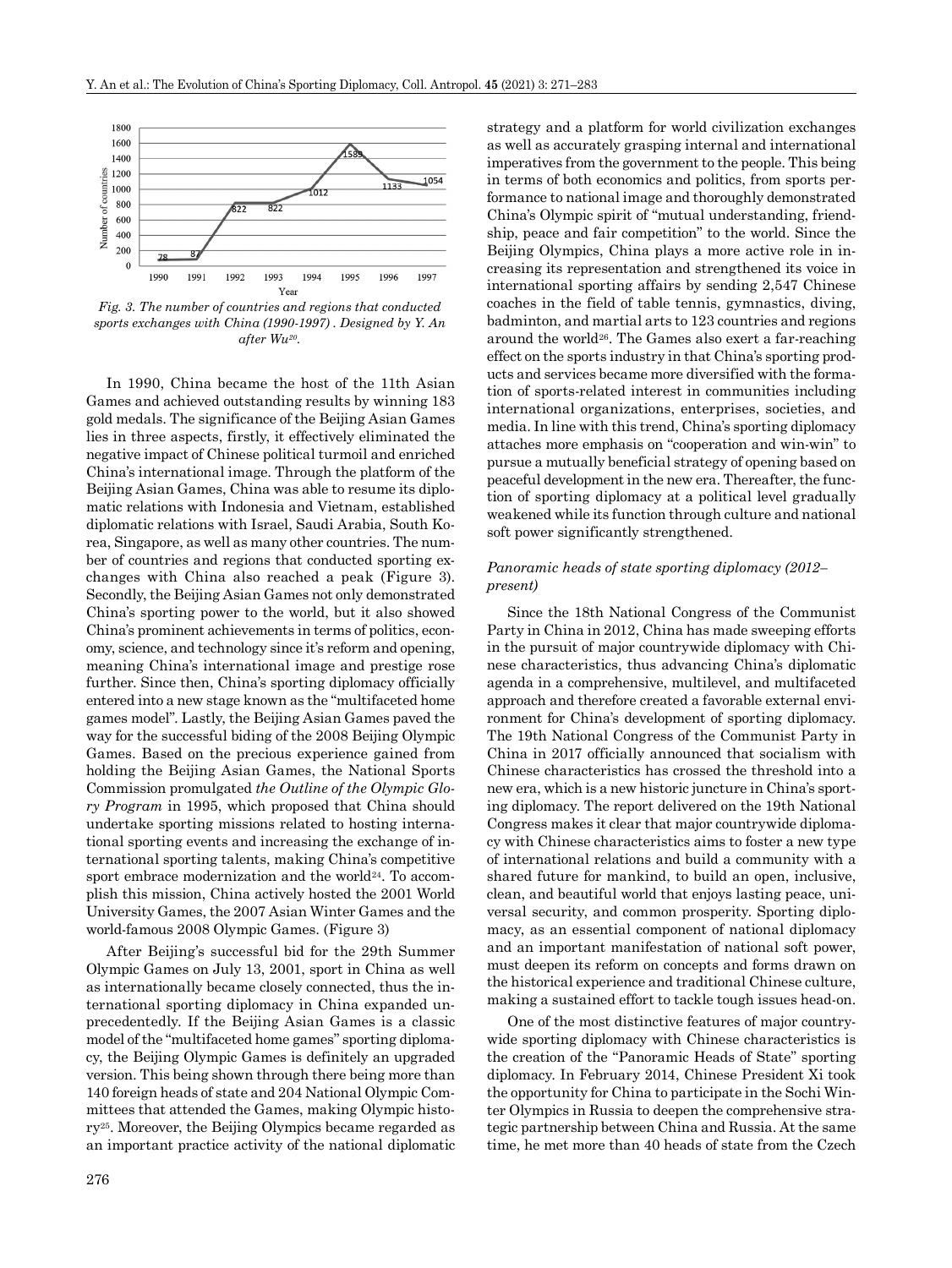Fig. 3. The number of countries and regions that conducted sports exchanges with China (1990-1997) . Designed by Y. An after Wu[20].

In 1990, China became the host of the 11th Asian Games and achieved outstanding results by winning 183 gold medals. The significance of the Beijing Asian Games lies in three aspects, firstly, it effectively eliminated the negative impact of Chinese political turmoil and enriched China's international image. Through the platform of the Beijing Asian Games, China was able to resume its diplomatic relations with Indonesia and Vietnam, established diplomatic relations with Israel, Saudi Arabia, South Korea, Singapore, as well as many other countries. The number of countries and regions that conducted sporting exchanges with China also reached a peak (Figure 3). Secondly, the Beijing Asian Games not only demonstrated China's sporting power to the world, but it also showed China's prominent achievements in terms of politics, economy, science, and technology since it's reform and opening, meaning China's international image and prestige rose further. Since then, China's sporting diplomacy officially entered into a new stage known as the "multifaceted home games model". Lastly, the Beijing Asian Games paved the way for the successful biding of the 2008 Beijing Olympic Games. Based on the precious experience gained from holding the Beijing Asian Games, the National Sports Commission promulgated *the Outline of the Olympic Glory Program* in 1995, which proposed that China should undertake sporting missions related to hosting international sporting events and increasing the exchange of international sporting talents, making China's competitive sport embrace modernization and the world[24]. To accomplish this mission, China actively hosted the 2001 World University Games, the 2007 Asian Winter Games and the world-famous 2008 Olympic Games. (Figure 3)

After Beijing's successful bid for the 29th Summer Olympic Games on July 13, 2001, sport in China as well as internationally became closely connected, thus the international sporting diplomacy in China expanded unprecedentedly. If the Beijing Asian Games is a classic model of the "multifaceted home games" sporting diplomacy, the Beijing Olympic Games is definitely an upgraded version. This being shown through there being more than 140 foreign heads of state and 204 National Olympic Committees that attended the Games, making Olympic history[25]. Moreover, the Beijing Olympics became regarded as an important practice activity of the national diplomatic strategy and a platform for world civilization exchanges as well as accurately grasping internal and international imperatives from the government to the people. This being in terms of both economics and politics, from sports performance to national image and thoroughly demonstrated China's Olympic spirit of "mutual understanding, friendship, peace and fair competition" to the world. Since the Beijing Olympics, China plays a more active role in increasing its representation and strengthened its voice in international sporting affairs by sending 2,547 Chinese coaches in the field of table tennis, gymnastics, diving, badminton, and martial arts to 123 countries and regions around the world[26]. The Games also exert a far-reaching effect on the sports industry in that China's sporting products and services became more diversified with the formation of sports-related interest in communities including international organizations, enterprises, societies, and media. In line with this trend, China's sporting diplomacy attaches more emphasis on "cooperation and win-win" to pursue a mutually beneficial strategy of opening based on peaceful development in the new era. Thereafter, the function of sporting diplomacy at a political level gradually weakened while its function through culture and national soft power significantly strengthened.

### *Panoramic heads of state sporting diplomacy (2012–present)*

Since the 18th National Congress of the Communist Party in China in 2012, China has made sweeping efforts in the pursuit of major countrywide diplomacy with Chinese characteristics, thus advancing China's diplomatic agenda in a comprehensive, multilevel, and multifaceted approach and therefore created a favorable external environment for China's development of sporting diplomacy. The 19th National Congress of the Communist Party in China in 2017 officially announced that socialism with Chinese characteristics has crossed the threshold into a new era, which is a new historic juncture in China's sporting diplomacy. The report delivered on the 19th National Congress makes it clear that major countrywide diplomacy with Chinese characteristics aims to foster a new type of international relations and build a community with a shared future for mankind, to build an open, inclusive, clean, and beautiful world that enjoys lasting peace, universal security, and common prosperity. Sporting diplomacy, as an essential component of national diplomacy and an important manifestation of national soft power, must deepen its reform on concepts and forms drawn on the historical experience and traditional Chinese culture, making a sustained effort to tackle tough issues head-on.

One of the most distinctive features of major countrywide sporting diplomacy with Chinese characteristics is the creation of the "Panoramic Heads of State" sporting diplomacy. In February 2014, Chinese President Xi took the opportunity for China to participate in the Sochi Winter Olympics in Russia to deepen the comprehensive strategic partnership between China and Russia. At the same time, he met more than 40 heads of state from the Czech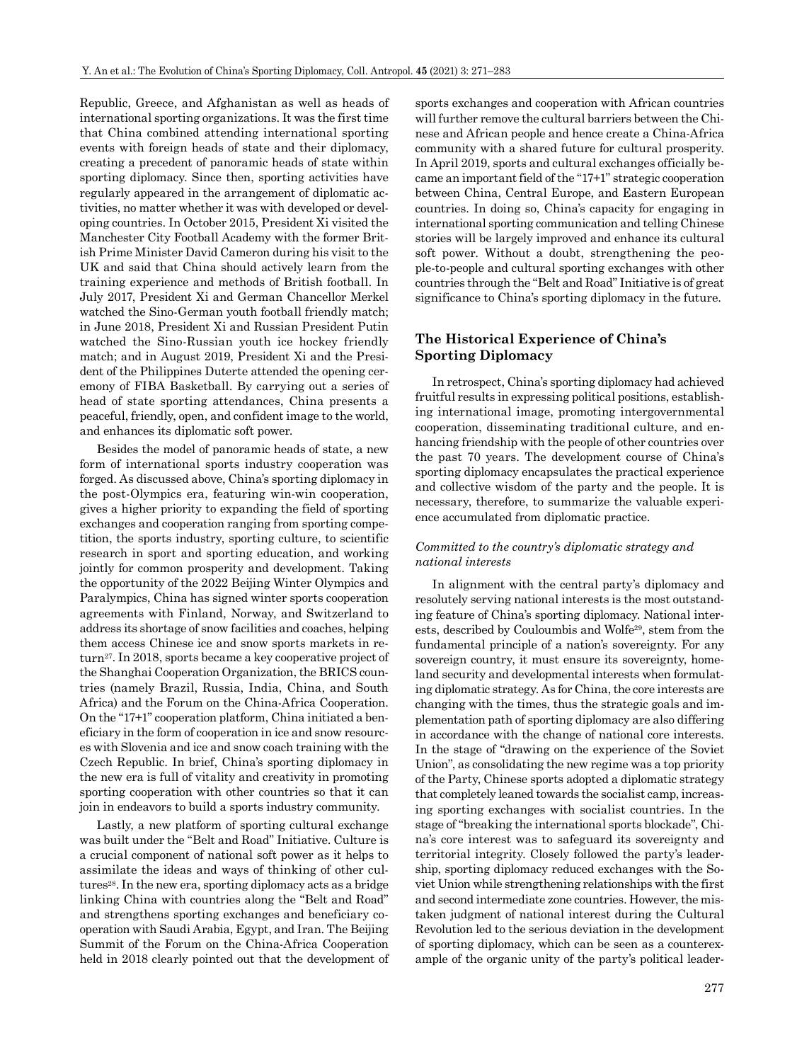Republic, Greece, and Afghanistan as well as heads of international sporting organizations. It was the first time that China combined attending international sporting events with foreign heads of state and their diplomacy, creating a precedent of panoramic heads of state within sporting diplomacy. Since then, sporting activities have regularly appeared in the arrangement of diplomatic activities, no matter whether it was with developed or developing countries. In October 2015, President Xi visited the Manchester City Football Academy with the former British Prime Minister David Cameron during his visit to the UK and said that China should actively learn from the training experience and methods of British football. In July 2017, President Xi and German Chancellor Merkel watched the Sino-German youth football friendly match; in June 2018, President Xi and Russian President Putin watched the Sino-Russian youth ice hockey friendly match; and in August 2019, President Xi and the President of the Philippines Duterte attended the opening ceremony of FIBA Basketball. By carrying out a series of head of state sporting attendances, China presents a peaceful, friendly, open, and confident image to the world, and enhances its diplomatic soft power.

Besides the model of panoramic heads of state, a new form of international sports industry cooperation was forged. As discussed above, China's sporting diplomacy in the post-Olympics era, featuring win-win cooperation, gives a higher priority to expanding the field of sporting exchanges and cooperation ranging from sporting competition, the sports industry, sporting culture, to scientific research in sport and sporting education, and working jointly for common prosperity and development. Taking the opportunity of the 2022 Beijing Winter Olympics and Paralympics, China has signed winter sports cooperation agreements with Finland, Norway, and Switzerland to address its shortage of snow facilities and coaches, helping them access Chinese ice and snow sports markets in return[27]. In 2018, sports became a key cooperative project of the Shanghai Cooperation Organization, the BRICS countries (namely Brazil, Russia, India, China, and South Africa) and the Forum on the China-Africa Cooperation. On the "17+1" cooperation platform, China initiated a beneficiary in the form of cooperation in ice and snow resources with Slovenia and ice and snow coach training with the Czech Republic. In brief, China's sporting diplomacy in the new era is full of vitality and creativity in promoting sporting cooperation with other countries so that it can join in endeavors to build a sports industry community.

Lastly, a new platform of sporting cultural exchange was built under the "Belt and Road" Initiative. Culture is a crucial component of national soft power as it helps to assimilate the ideas and ways of thinking of other cultures[28]. In the new era, sporting diplomacy acts as a bridge linking China with countries along the "Belt and Road" and strengthens sporting exchanges and beneficiary cooperation with Saudi Arabia, Egypt, and Iran. The Beijing Summit of the Forum on the China-Africa Cooperation held in 2018 clearly pointed out that the development of sports exchanges and cooperation with African countries will further remove the cultural barriers between the Chinese and African people and hence create a China-Africa community with a shared future for cultural prosperity. In April 2019, sports and cultural exchanges officially became an important field of the "17+1" strategic cooperation between China, Central Europe, and Eastern European countries. In doing so, China's capacity for engaging in international sporting communication and telling Chinese stories will be largely improved and enhance its cultural soft power. Without a doubt, strengthening the people-to-people and cultural sporting exchanges with other countries through the "Belt and Road" Initiative is of great significance to China's sporting diplomacy in the future.

## The Historical Experience of China's Sporting Diplomacy

In retrospect, China's sporting diplomacy had achieved fruitful results in expressing political positions, establishing international image, promoting intergovernmental cooperation, disseminating traditional culture, and enhancing friendship with the people of other countries over the past 70 years. The development course of China's sporting diplomacy encapsulates the practical experience and collective wisdom of the party and the people. It is necessary, therefore, to summarize the valuable experience accumulated from diplomatic practice.

### *Committed to the country's diplomatic strategy and national interests*

In alignment with the central party's diplomacy and resolutely serving national interests is the most outstanding feature of China's sporting diplomacy. National interests, described by Couloumbis and Wolfe[29], stem from the fundamental principle of a nation's sovereignty. For any sovereign country, it must ensure its sovereignty, homeland security and developmental interests when formulating diplomatic strategy. As for China, the core interests are changing with the times, thus the strategic goals and implementation path of sporting diplomacy are also differing in accordance with the change of national core interests. In the stage of "drawing on the experience of the Soviet Union", as consolidating the new regime was a top priority of the Party, Chinese sports adopted a diplomatic strategy that completely leaned towards the socialist camp, increasing sporting exchanges with socialist countries. In the stage of "breaking the international sports blockade", China's core interest was to safeguard its sovereignty and territorial integrity. Closely followed the party's leadership, sporting diplomacy reduced exchanges with the Soviet Union while strengthening relationships with the first and second intermediate zone countries. However, the mistaken judgment of national interest during the Cultural Revolution led to the serious deviation in the development of sporting diplomacy, which can be seen as a counterexample of the organic unity of the party's political leader-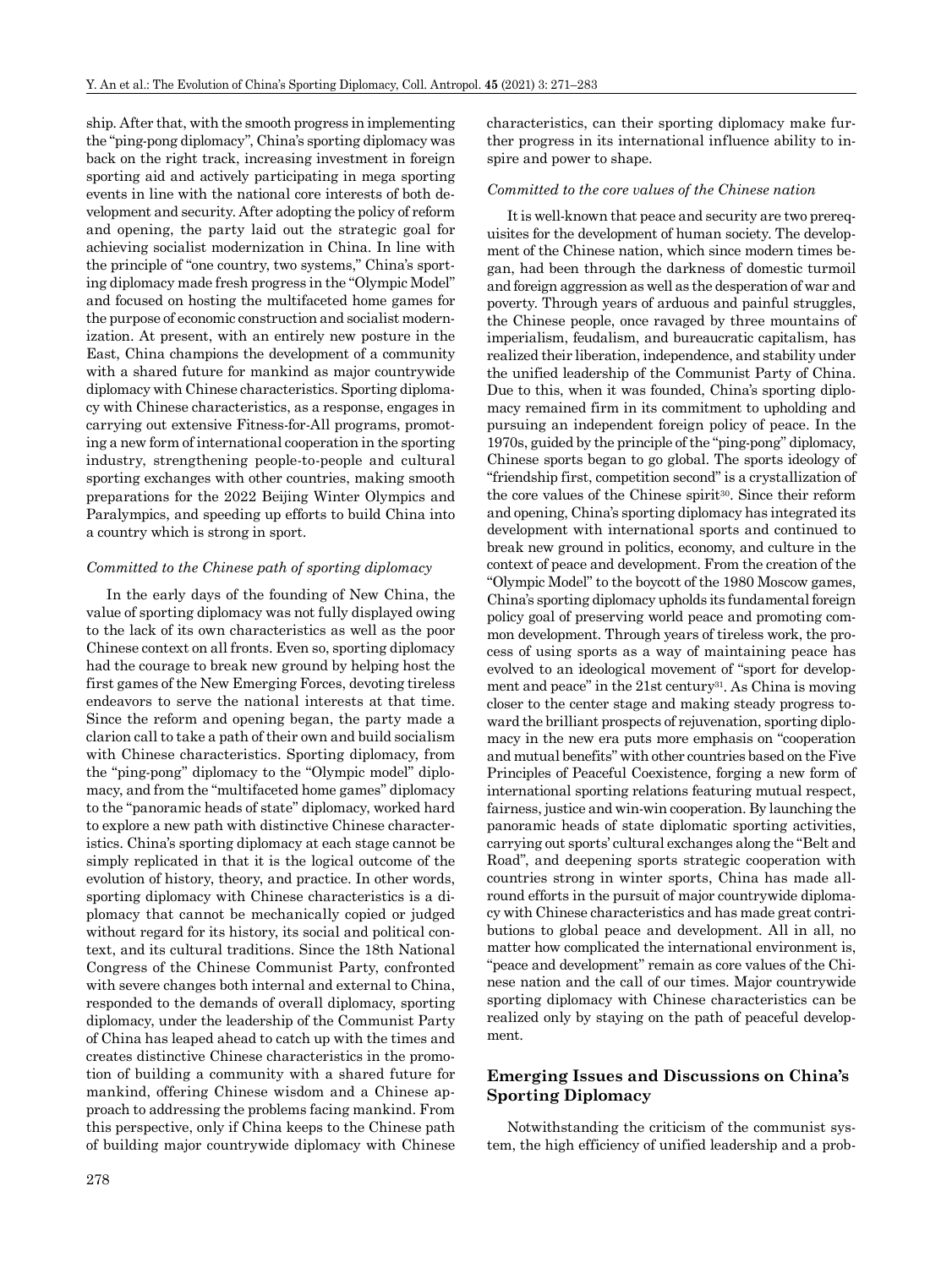ship. After that, with the smooth progress in implementing the "ping-pong diplomacy", China's sporting diplomacy was back on the right track, increasing investment in foreign sporting aid and actively participating in mega sporting events in line with the national core interests of both development and security. After adopting the policy of reform and opening, the party laid out the strategic goal for achieving socialist modernization in China. In line with the principle of "one country, two systems," China's sporting diplomacy made fresh progress in the "Olympic Model" and focused on hosting the multifaceted home games for the purpose of economic construction and socialist modernization. At present, with an entirely new posture in the East, China champions the development of a community with a shared future for mankind as major countrywide diplomacy with Chinese characteristics. Sporting diplomacy with Chinese characteristics, as a response, engages in carrying out extensive Fitness-for-All programs, promoting a new form of international cooperation in the sporting industry, strengthening people-to-people and cultural sporting exchanges with other countries, making smooth preparations for the 2022 Beijing Winter Olympics and Paralympics, and speeding up efforts to build China into a country which is strong in sport.

*Committed to the Chinese path of sporting diplomacy*

In the early days of the founding of New China, the value of sporting diplomacy was not fully displayed owing to the lack of its own characteristics as well as the poor Chinese context on all fronts. Even so, sporting diplomacy had the courage to break new ground by helping host the first games of the New Emerging Forces, devoting tireless endeavors to serve the national interests at that time. Since the reform and opening began, the party made a clarion call to take a path of their own and build socialism with Chinese characteristics. Sporting diplomacy, from the "ping-pong" diplomacy to the "Olympic model" diplomacy, and from the "multifaceted home games" diplomacy to the "panoramic heads of state" diplomacy, worked hard to explore a new path with distinctive Chinese characteristics. China's sporting diplomacy at each stage cannot be simply replicated in that it is the logical outcome of the evolution of history, theory, and practice. In other words, sporting diplomacy with Chinese characteristics is a diplomacy that cannot be mechanically copied or judged without regard for its history, its social and political context, and its cultural traditions. Since the 18th National Congress of the Chinese Communist Party, confronted with severe changes both internal and external to China, responded to the demands of overall diplomacy, sporting diplomacy, under the leadership of the Communist Party of China has leaped ahead to catch up with the times and creates distinctive Chinese characteristics in the promotion of building a community with a shared future for mankind, offering Chinese wisdom and a Chinese approach to addressing the problems facing mankind. From this perspective, only if China keeps to the Chinese path of building major countrywide diplomacy with Chinese characteristics, can their sporting diplomacy make further progress in its international influence ability to inspire and power to shape.

*Committed to the core values of the Chinese nation*

It is well-known that peace and security are two prerequisites for the development of human society. The development of the Chinese nation, which since modern times began, had been through the darkness of domestic turmoil and foreign aggression as well as the desperation of war and poverty. Through years of arduous and painful struggles, the Chinese people, once ravaged by three mountains of imperialism, feudalism, and bureaucratic capitalism, has realized their liberation, independence, and stability under the unified leadership of the Communist Party of China. Due to this, when it was founded, China's sporting diplomacy remained firm in its commitment to upholding and pursuing an independent foreign policy of peace. In the 1970s, guided by the principle of the "ping-pong" diplomacy, Chinese sports began to go global. The sports ideology of "friendship first, competition second" is a crystallization of the core values of the Chinese spirit[30]. Since their reform and opening, China's sporting diplomacy has integrated its development with international sports and continued to break new ground in politics, economy, and culture in the context of peace and development. From the creation of the "Olympic Model" to the boycott of the 1980 Moscow games, China's sporting diplomacy upholds its fundamental foreign policy goal of preserving world peace and promoting common development. Through years of tireless work, the process of using sports as a way of maintaining peace has evolved to an ideological movement of "sport for development and peace" in the 21st century[31]. As China is moving closer to the center stage and making steady progress toward the brilliant prospects of rejuvenation, sporting diplomacy in the new era puts more emphasis on "cooperation and mutual benefits" with other countries based on the Five Principles of Peaceful Coexistence, forging a new form of international sporting relations featuring mutual respect, fairness, justice and win-win cooperation. By launching the panoramic heads of state diplomatic sporting activities, carrying out sports' cultural exchanges along the "Belt and Road", and deepening sports strategic cooperation with countries strong in winter sports, China has made all-round efforts in the pursuit of major countrywide diplomacy with Chinese characteristics and has made great contributions to global peace and development. All in all, no matter how complicated the international environment is, "peace and development" remain as core values of the Chinese nation and the call of our times. Major countrywide sporting diplomacy with Chinese characteristics can be realized only by staying on the path of peaceful development.

## Emerging Issues and Discussions on China's Sporting Diplomacy

Notwithstanding the criticism of the communist system, the high efficiency of unified leadership and a prob-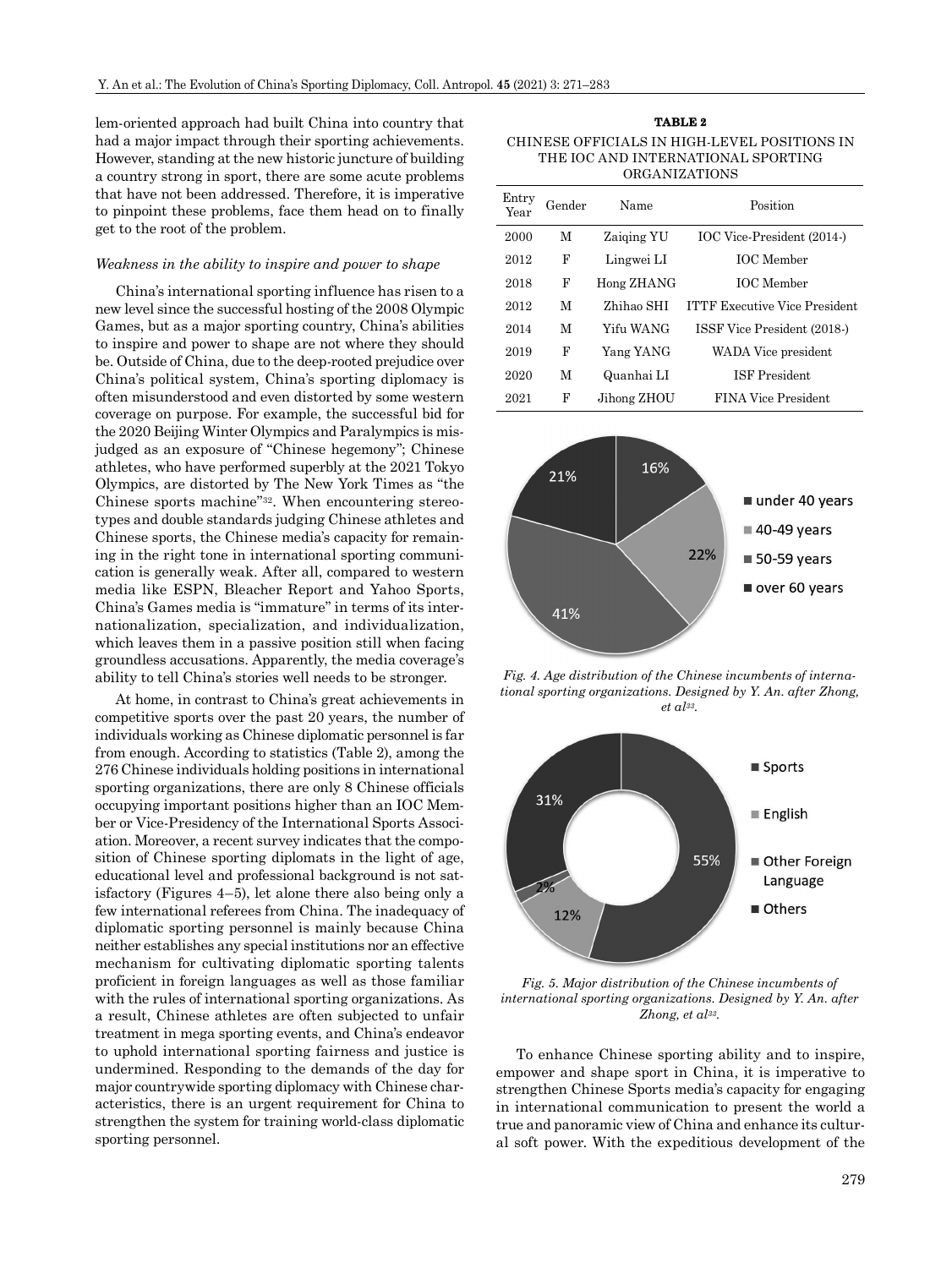lem-oriented approach had built China into country that had a major impact through their sporting achievements. However, standing at the new historic juncture of building a country strong in sport, there are some acute problems that have not been addressed. Therefore, it is imperative to pinpoint these problems, face them head on to finally get to the root of the problem.

*Weakness in the ability to inspire and power to shape*

China's international sporting influence has risen to a new level since the successful hosting of the 2008 Olympic Games, but as a major sporting country, China's abilities to inspire and power to shape are not where they should be. Outside of China, due to the deep-rooted prejudice over China's political system, China's sporting diplomacy is often misunderstood and even distorted by some western coverage on purpose. For example, the successful bid for the 2020 Beijing Winter Olympics and Paralympics is misjudged as an exposure of "Chinese hegemony"; Chinese athletes, who have performed superbly at the 2021 Tokyo Olympics, are distorted by The New York Times as "the Chinese sports machine"[32]. When encountering stereotypes and double standards judging Chinese athletes and Chinese sports, the Chinese media's capacity for remaining in the right tone in international sporting communication is generally weak. After all, compared to western media like ESPN, Bleacher Report and Yahoo Sports, China's Games media is "immature" in terms of its internationalization, specialization, and individualization, which leaves them in a passive position still when facing groundless accusations. Apparently, the media coverage's ability to tell China's stories well needs to be stronger.

At home, in contrast to China's great achievements in competitive sports over the past 20 years, the number of individuals working as Chinese diplomatic personnel is far from enough. According to statistics (Table 2), among the 276 Chinese individuals holding positions in international sporting organizations, there are only 8 Chinese officials occupying important positions higher than an IOC Member or Vice-Presidency of the International Sports Association. Moreover, a recent survey indicates that the composition of Chinese sporting diplomats in the light of age, educational level and professional background is not satisfactory (Figures 4–5), let alone there also being only a few international referees from China. The inadequacy of diplomatic sporting personnel is mainly because China neither establishes any special institutions nor an effective mechanism for cultivating diplomatic sporting talents proficient in foreign languages as well as those familiar with the rules of international sporting organizations. As a result, Chinese athletes are often subjected to unfair treatment in mega sporting events, and China's endeavor to uphold international sporting fairness and justice is undermined. Responding to the demands of the day for major countrywide sporting diplomacy with Chinese characteristics, there is an urgent requirement for China to strengthen the system for training world-class diplomatic sporting personnel.

**TABLE 2**

CHINESE OFFICIALS IN HIGH-LEVEL POSITIONS IN THE IOC AND INTERNATIONAL SPORTING ORGANIZATIONS

| Entry Year | Gender | Name | Position |
|---|---|---|---|
| 2000 | M | Zaiqing YU | IOC Vice-President (2014-) |
| 2012 | F | Lingwei LI | IOC Member |
| 2018 | F | Hong ZHANG | IOC Member |
| 2012 | M | Zhihao SHI | ITTF Executive Vice President |
| 2014 | M | Yifu WANG | ISSF Vice President (2018-) |
| 2019 | F | Yang YANG | WADA Vice president |
| 2020 | M | Quanhai LI | ISF President |
| 2021 | F | Jihong ZHOU | FINA Vice President |

*Fig. 4. Age distribution of the Chinese incumbents of international sporting organizations. Designed by Y. An. after Zhong, et al[33].*

*Fig. 5. Major distribution of the Chinese incumbents of international sporting organizations. Designed by Y. An. after Zhong, et al[33].*

To enhance Chinese sporting ability and to inspire, empower and shape sport in China, it is imperative to strengthen Chinese Sports media's capacity for engaging in international communication to present the world a true and panoramic view of China and enhance its cultural soft power. With the expeditious development of the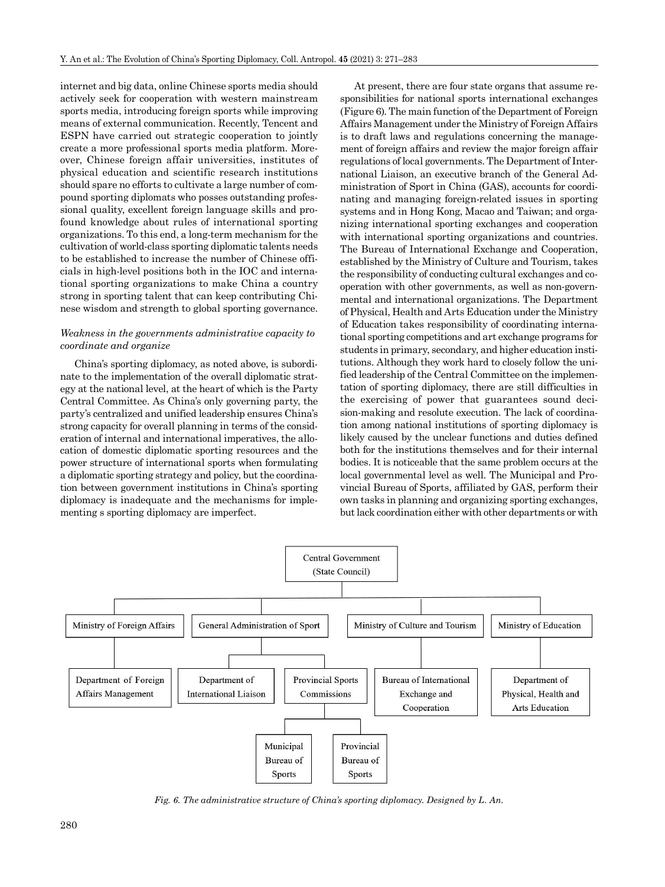internet and big data, online Chinese sports media should actively seek for cooperation with western mainstream sports media, introducing foreign sports while improving means of external communication. Recently, Tencent and ESPN have carried out strategic cooperation to jointly create a more professional sports media platform. Moreover, Chinese foreign affair universities, institutes of physical education and scientific research institutions should spare no efforts to cultivate a large number of compound sporting diplomats who posses outstanding professional quality, excellent foreign language skills and profound knowledge about rules of international sporting organizations. To this end, a long-term mechanism for the cultivation of world-class sporting diplomatic talents needs to be established to increase the number of Chinese officials in high-level positions both in the IOC and international sporting organizations to make China a country strong in sporting talent that can keep contributing Chinese wisdom and strength to global sporting governance.

*Weakness in the governments administrative capacity to coordinate and organize*

China's sporting diplomacy, as noted above, is subordinate to the implementation of the overall diplomatic strategy at the national level, at the heart of which is the Party Central Committee. As China's only governing party, the party's centralized and unified leadership ensures China's strong capacity for overall planning in terms of the consideration of internal and international imperatives, the allocation of domestic diplomatic sporting resources and the power structure of international sports when formulating a diplomatic sporting strategy and policy, but the coordination between government institutions in China's sporting diplomacy is inadequate and the mechanisms for implementing s sporting diplomacy are imperfect.

At present, there are four state organs that assume responsibilities for national sports international exchanges (Figure 6). The main function of the Department of Foreign Affairs Management under the Ministry of Foreign Affairs is to draft laws and regulations concerning the management of foreign affairs and review the major foreign affair regulations of local governments. The Department of International Liaison, an executive branch of the General Administration of Sport in China (GAS), accounts for coordinating and managing foreign-related issues in sporting systems and in Hong Kong, Macao and Taiwan; and organizing international sporting exchanges and cooperation with international sporting organizations and countries. The Bureau of International Exchange and Cooperation, established by the Ministry of Culture and Tourism, takes the responsibility of conducting cultural exchanges and cooperation with other governments, as well as non-governmental and international organizations. The Department of Physical, Health and Arts Education under the Ministry of Education takes responsibility of coordinating international sporting competitions and art exchange programs for students in primary, secondary, and higher education institutions. Although they work hard to closely follow the unified leadership of the Central Committee on the implementation of sporting diplomacy, there are still difficulties in the exercising of power that guarantees sound decision-making and resolute execution. The lack of coordination among national institutions of sporting diplomacy is likely caused by the unclear functions and duties defined both for the institutions themselves and for their internal bodies. It is noticeable that the same problem occurs at the local governmental level as well. The Municipal and Provincial Bureau of Sports, affiliated by GAS, perform their own tasks in planning and organizing sporting exchanges, but lack coordination either with other departments or with

Central Government (State Council)

- Ministry of Foreign Affairs
  - Department of Foreign Affairs Management
- General Administration of Sport
  - Department of International Liaison
  - Provincial Sports Commissions
    - Municipal Bureau of Sports
    - Provincial Bureau of Sports
- Ministry of Culture and Tourism
  - Bureau of International Exchange and Cooperation
- Ministry of Education
  - Department of Physical, Health and Arts Education

*Fig. 6. The administrative structure of China's sporting diplomacy. Designed by L. An.*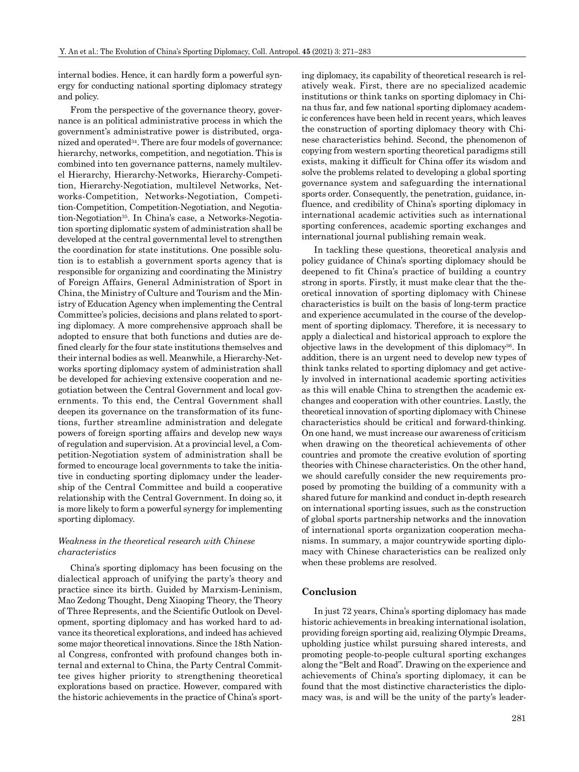internal bodies. Hence, it can hardly form a powerful synergy for conducting national sporting diplomacy strategy and policy.

From the perspective of the governance theory, governance is an political administrative process in which the government's administrative power is distributed, organized and operated[34]. There are four models of governance: hierarchy, networks, competition, and negotiation. This is combined into ten governance patterns, namely multilevel Hierarchy, Hierarchy-Networks, Hierarchy-Competition, Hierarchy-Negotiation, multilevel Networks, Networks-Competition, Networks-Negotiation, Competition-Competition, Competition-Negotiation, and Negotiation-Negotiation[35]. In China's case, a Networks-Negotiation sporting diplomatic system of administration shall be developed at the central governmental level to strengthen the coordination for state institutions. One possible solution is to establish a government sports agency that is responsible for organizing and coordinating the Ministry of Foreign Affairs, General Administration of Sport in China, the Ministry of Culture and Tourism and the Ministry of Education Agency when implementing the Central Committee's policies, decisions and plans related to sporting diplomacy. A more comprehensive approach shall be adopted to ensure that both functions and duties are defined clearly for the four state institutions themselves and their internal bodies as well. Meanwhile, a Hierarchy-Networks sporting diplomacy system of administration shall be developed for achieving extensive cooperation and negotiation between the Central Government and local governments. To this end, the Central Government shall deepen its governance on the transformation of its functions, further streamline administration and delegate powers of foreign sporting affairs and develop new ways of regulation and supervision. At a provincial level, a Competition-Negotiation system of administration shall be formed to encourage local governments to take the initiative in conducting sporting diplomacy under the leadership of the Central Committee and build a cooperative relationship with the Central Government. In doing so, it is more likely to form a powerful synergy for implementing sporting diplomacy.

### *Weakness in the theoretical research with Chinese characteristics*

China's sporting diplomacy has been focusing on the dialectical approach of unifying the party's theory and practice since its birth. Guided by Marxism-Leninism, Mao Zedong Thought, Deng Xiaoping Theory, the Theory of Three Represents, and the Scientific Outlook on Development, sporting diplomacy and has worked hard to advance its theoretical explorations, and indeed has achieved some major theoretical innovations. Since the 18th National Congress, confronted with profound changes both internal and external to China, the Party Central Committee gives higher priority to strengthening theoretical explorations based on practice. However, compared with the historic achievements in the practice of China's sporting diplomacy, its capability of theoretical research is relatively weak. First, there are no specialized academic institutions or think tanks on sporting diplomacy in China thus far, and few national sporting diplomacy academic conferences have been held in recent years, which leaves the construction of sporting diplomacy theory with Chinese characteristics behind. Second, the phenomenon of copying from western sporting theoretical paradigms still exists, making it difficult for China offer its wisdom and solve the problems related to developing a global sporting governance system and safeguarding the international sports order. Consequently, the penetration, guidance, influence, and credibility of China's sporting diplomacy in international academic activities such as international sporting conferences, academic sporting exchanges and international journal publishing remain weak.

In tackling these questions, theoretical analysis and policy guidance of China's sporting diplomacy should be deepened to fit China's practice of building a country strong in sports. Firstly, it must make clear that the theoretical innovation of sporting diplomacy with Chinese characteristics is built on the basis of long-term practice and experience accumulated in the course of the development of sporting diplomacy. Therefore, it is necessary to apply a dialectical and historical approach to explore the objective laws in the development of this diplomacy[36]. In addition, there is an urgent need to develop new types of think tanks related to sporting diplomacy and get actively involved in international academic sporting activities as this will enable China to strengthen the academic exchanges and cooperation with other countries. Lastly, the theoretical innovation of sporting diplomacy with Chinese characteristics should be critical and forward-thinking. On one hand, we must increase our awareness of criticism when drawing on the theoretical achievements of other countries and promote the creative evolution of sporting theories with Chinese characteristics. On the other hand, we should carefully consider the new requirements proposed by promoting the building of a community with a shared future for mankind and conduct in-depth research on international sporting issues, such as the construction of global sports partnership networks and the innovation of international sports organization cooperation mechanisms. In summary, a major countrywide sporting diplomacy with Chinese characteristics can be realized only when these problems are resolved.

## Conclusion

In just 72 years, China's sporting diplomacy has made historic achievements in breaking international isolation, providing foreign sporting aid, realizing Olympic Dreams, upholding justice whilst pursuing shared interests, and promoting people-to-people cultural sporting exchanges along the "Belt and Road". Drawing on the experience and achievements of China's sporting diplomacy, it can be found that the most distinctive characteristics the diplomacy was, is and will be the unity of the party's leader-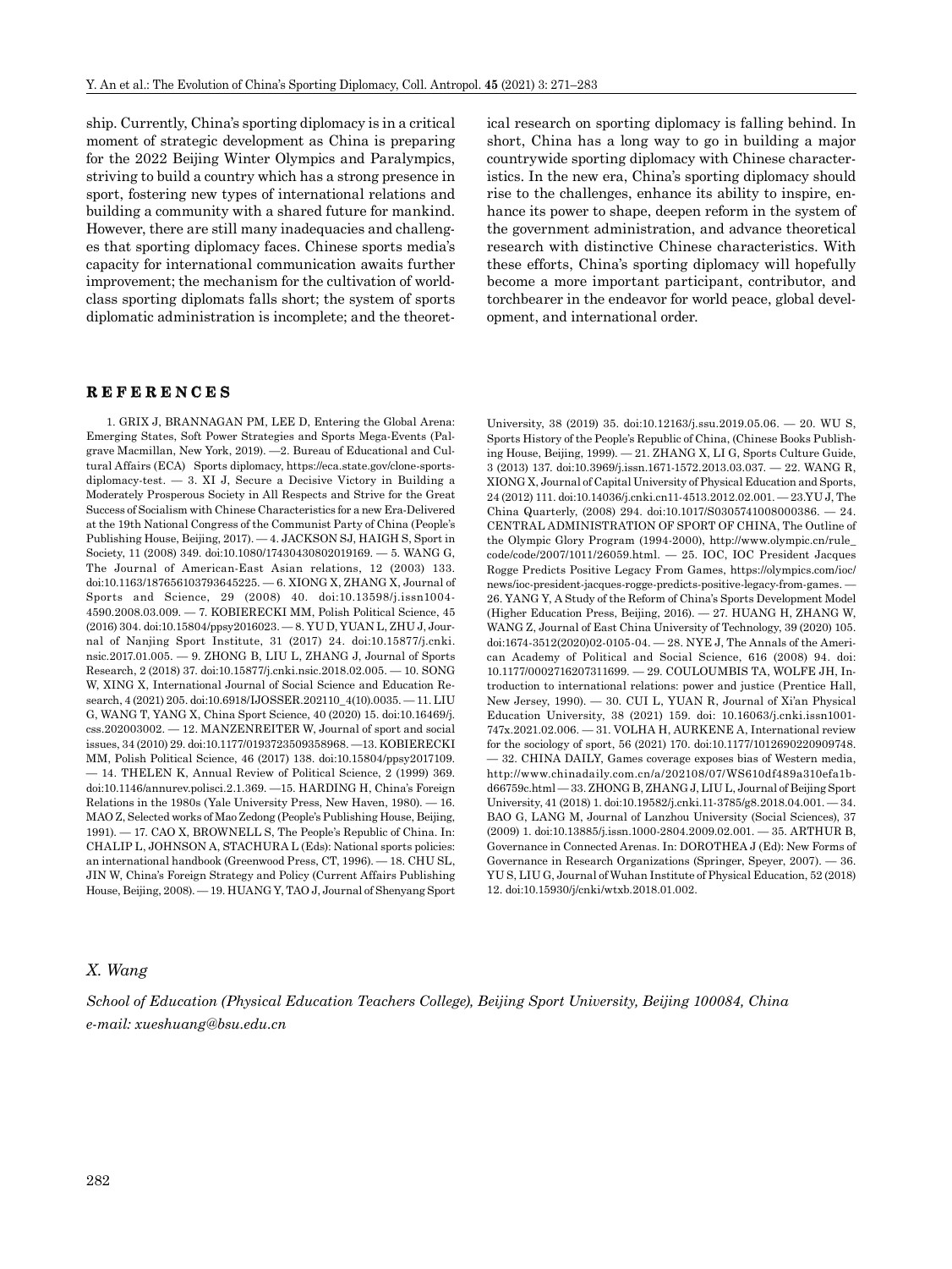ship. Currently, China's sporting diplomacy is in a critical moment of strategic development as China is preparing for the 2022 Beijing Winter Olympics and Paralympics, striving to build a country which has a strong presence in sport, fostering new types of international relations and building a community with a shared future for mankind. However, there are still many inadequacies and challenges that sporting diplomacy faces. Chinese sports media's capacity for international communication awaits further improvement; the mechanism for the cultivation of world-class sporting diplomats falls short; the system of sports diplomatic administration is incomplete; and the theoretical research on sporting diplomacy is falling behind. In short, China has a long way to go in building a major countrywide sporting diplomacy with Chinese characteristics. In the new era, China's sporting diplomacy should rise to the challenges, enhance its ability to inspire, enhance its power to shape, deepen reform in the system of the government administration, and advance theoretical research with distinctive Chinese characteristics. With these efforts, China's sporting diplomacy will hopefully become a more important participant, contributor, and torchbearer in the endeavor for world peace, global development, and international order.

## REFERENCES

1. GRIX J, BRANNAGAN PM, LEE D, Entering the Global Arena: Emerging States, Soft Power Strategies and Sports Mega-Events (Palgrave Macmillan, New York, 2019). —2. Bureau of Educational and Cultural Affairs (ECA) Sports diplomacy, https://eca.state.gov/clone-sports-diplomacy-test. — 3. XI J, Secure a Decisive Victory in Building a Moderately Prosperous Society in All Respects and Strive for the Great Success of Socialism with Chinese Characteristics for a new Era-Delivered at the 19th National Congress of the Communist Party of China (People's Publishing House, Beijing, 2017). — 4. JACKSON SJ, HAIGH S, Sport in Society, 11 (2008) 349. doi:10.1080/17430430802019169. — 5. WANG G, The Journal of American-East Asian relations, 12 (2003) 133. doi:10.1163/187656103793645225. — 6. XIONG X, ZHANG X, Journal of Sports and Science, 29 (2008) 40. doi:10.13598/j.issn1004-4590.2008.03.009. — 7. KOBIERECKI MM, Polish Political Science, 45 (2016) 304. doi:10.15804/ppsy2016023. — 8. YU D, YUAN L, ZHU J, Journal of Nanjing Sport Institute, 31 (2017) 24. doi:10.15877/j.cnki.nsic.2017.01.005. — 9. ZHONG B, LIU L, ZHANG J, Journal of Sports Research, 2 (2018) 37. doi:10.15877/j.cnki.nsic.2018.02.005. — 10. SONG W, XING X, International Journal of Social Science and Education Research, 4 (2021) 205. doi:10.6918/IJOSSER.202110_4(10).0035. — 11. LIU G, WANG T, YANG X, China Sport Science, 40 (2020) 15. doi:10.16469/j.css.202003002. — 12. MANZENREITER W, Journal of sport and social issues, 34 (2010) 29. doi:10.1177/0193723509358968. —13. KOBIERECKI MM, Polish Political Science, 46 (2017) 138. doi:10.15804/ppsy2017109. — 14. THELEN K, Annual Review of Political Science, 2 (1999) 369. doi:10.1146/annurev.polisci.2.1.369. —15. HARDING H, China's Foreign Relations in the 1980s (Yale University Press, New Haven, 1980). — 16. MAO Z, Selected works of Mao Zedong (People's Publishing House, Beijing, 1991). — 17. CAO X, BROWNELL S, The People's Republic of China. In: CHALIP L, JOHNSON A, STACHURA L (Eds): National sports policies: an international handbook (Greenwood Press, CT, 1996). — 18. CHU SL, JIN W, China's Foreign Strategy and Policy (Current Affairs Publishing House, Beijing, 2008). — 19. HUANG Y, TAO J, Journal of Shenyang Sport University, 38 (2019) 35. doi:10.12163/j.ssu.2019.05.06. — 20. WU S, Sports History of the People's Republic of China, (Chinese Books Publishing House, Beijing, 1999). — 21. ZHANG X, LI G, Sports Culture Guide, 3 (2013) 137. doi:10.3969/j.issn.1671-1572.2013.03.037. — 22. WANG R, XIONG X, Journal of Capital University of Physical Education and Sports, 24 (2012) 111. doi:10.14036/j.cnki.cn11-4513.2012.02.001. — 23.YU J, The China Quarterly, (2008) 294. doi:10.1017/S0305741008000386. — 24. CENTRAL ADMINISTRATION OF SPORT OF CHINA, The Outline of the Olympic Glory Program (1994-2000), http://www.olympic.cn/rule_code/code/2007/1011/26059.html. — 25. IOC, IOC President Jacques Rogge Predicts Positive Legacy From Games, https://olympics.com/ioc/news/ioc-president-jacques-rogge-predicts-positive-legacy-from-games. — 26. YANG Y, A Study of the Reform of China's Sports Development Model (Higher Education Press, Beijing, 2016). — 27. HUANG H, ZHANG W, WANG Z, Journal of East China University of Technology, 39 (2020) 105. doi:1674-3512(2020)02-0105-04. — 28. NYE J, The Annals of the American Academy of Political and Social Science, 616 (2008) 94. doi: 10.1177/0002716207311699. — 29. COULOUMBIS TA, WOLFE JH, Introduction to international relations: power and justice (Prentice Hall, New Jersey, 1990). — 30. CUI L, YUAN R, Journal of Xi'an Physical Education University, 38 (2021) 159. doi: 10.16063/j.cnki.issn1001-747x.2021.02.006. — 31. VOLHA H, AURKENE A, International review for the sociology of sport, 56 (2021) 170. doi:10.1177/1012690220909748. — 32. CHINA DAILY, Games coverage exposes bias of Western media, http://www.chinadaily.com.cn/a/202108/07/WS610df489a310efa1bd66759c.html — 33. ZHONG B, ZHANG J, LIU L, Journal of Beijing Sport University, 41 (2018) 1. doi:10.19582/j.cnki.11-3785/g8.2018.04.001. — 34. BAO G, LANG M, Journal of Lanzhou University (Social Sciences), 37 (2009) 1. doi:10.13885/j.issn.1000-2804.2009.02.001. — 35. ARTHUR B, Governance in Connected Arenas. In: DOROTHEA J (Ed): New Forms of Governance in Research Organizations (Springer, Speyer, 2007). — 36. YU S, LIU G, Journal of Wuhan Institute of Physical Education, 52 (2018) 12. doi:10.15930/j/cnki/wtxb.2018.01.002.

*X. Wang*

*School of Education (Physical Education Teachers College), Beijing Sport University, Beijing 100084, China*
*e-mail: xueshuang@bsu.edu.cn*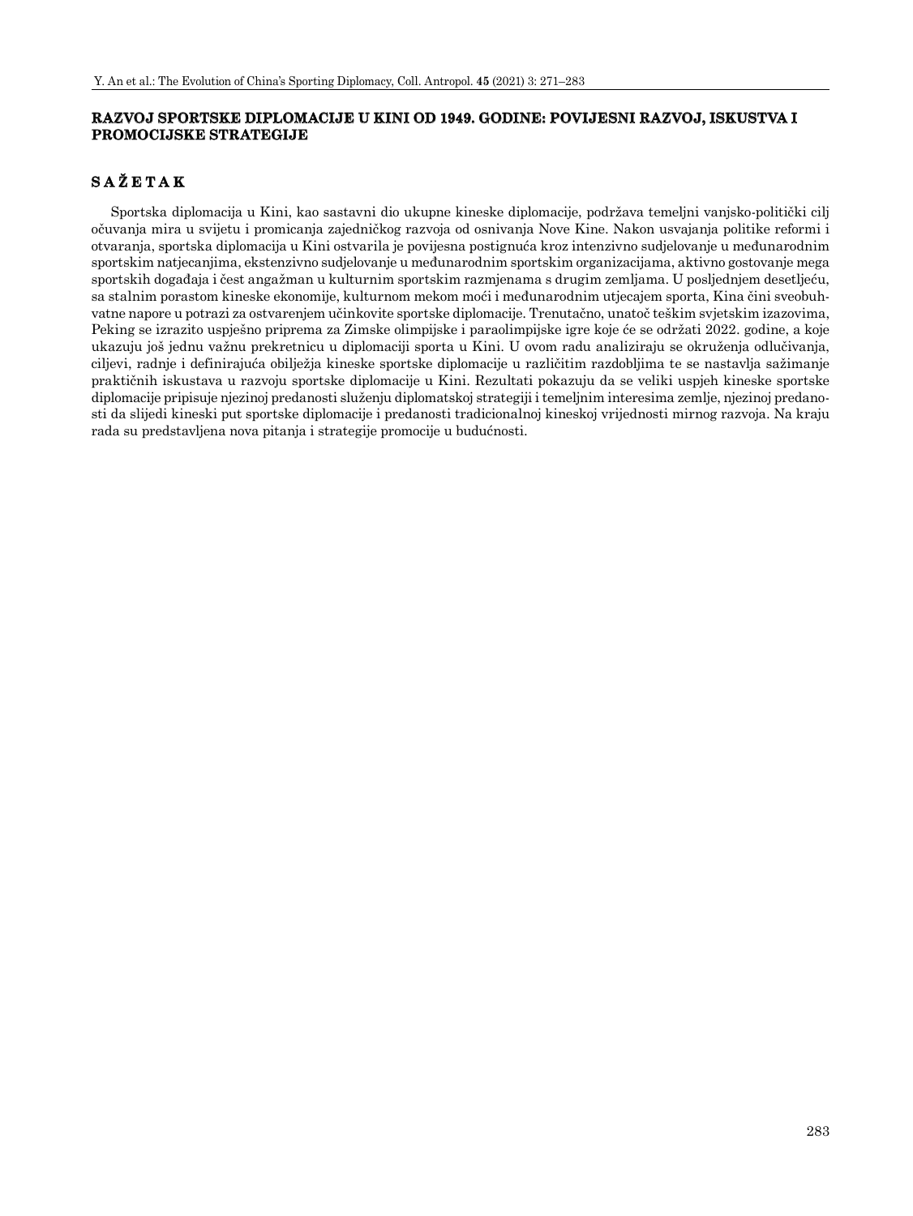## RAZVOJ SPORTSKE DIPLOMACIJE U KINI OD 1949. GODINE: POVIJESNI RAZVOJ, ISKUSTVA I PROMOCIJSKE STRATEGIJE

## S A Ž E T A K

Sportska diplomacija u Kini, kao sastavni dio ukupne kineske diplomacije, podržava temeljni vanjsko-politički cilj očuvanja mira u svijetu i promicanja zajedničkog razvoja od osnivanja Nove Kine. Nakon usvajanja politike reformi i otvaranja, sportska diplomacija u Kini ostvarila je povijesna postignuća kroz intenzivno sudjelovanje u međunarodnim sportskim natjecanjima, ekstenzivno sudjelovanje u međunarodnim sportskim organizacijama, aktivno gostovanje mega sportskih događaja i čest angažman u kulturnim sportskim razmjenama s drugim zemljama. U posljednjem desetljeću, sa stalnim porastom kineske ekonomije, kulturnom mekom moći i međunarodnim utjecajem sporta, Kina čini sveobuhvatne napore u potrazi za ostvarenjem učinkovite sportske diplomacije. Trenutačno, unatoč teškim svjetskim izazovima, Peking se izrazito uspješno priprema za Zimske olimpijske i paraolimpijske igre koje će se održati 2022. godine, a koje ukazuju još jednu važnu prekretnicu u diplomaciji sporta u Kini. U ovom radu analiziraju se okruženja odlučivanja, ciljevi, radnje i definirajuća obilježja kineske sportske diplomacije u različitim razdobljima te se nastavlja sažimanje praktičnih iskustava u razvoju sportske diplomacije u Kini. Rezultati pokazuju da se veliki uspjeh kineske sportske diplomacije pripisuje njezinoj predanosti služenju diplomatskoj strategiji i temeljnim interesima zemlje, njezinoj predanosti da slijedi kineski put sportske diplomacije i predanosti tradicionalnoj kineskoj vrijednosti mirnog razvoja. Na kraju rada su predstavljena nova pitanja i strategije promocije u budućnosti.